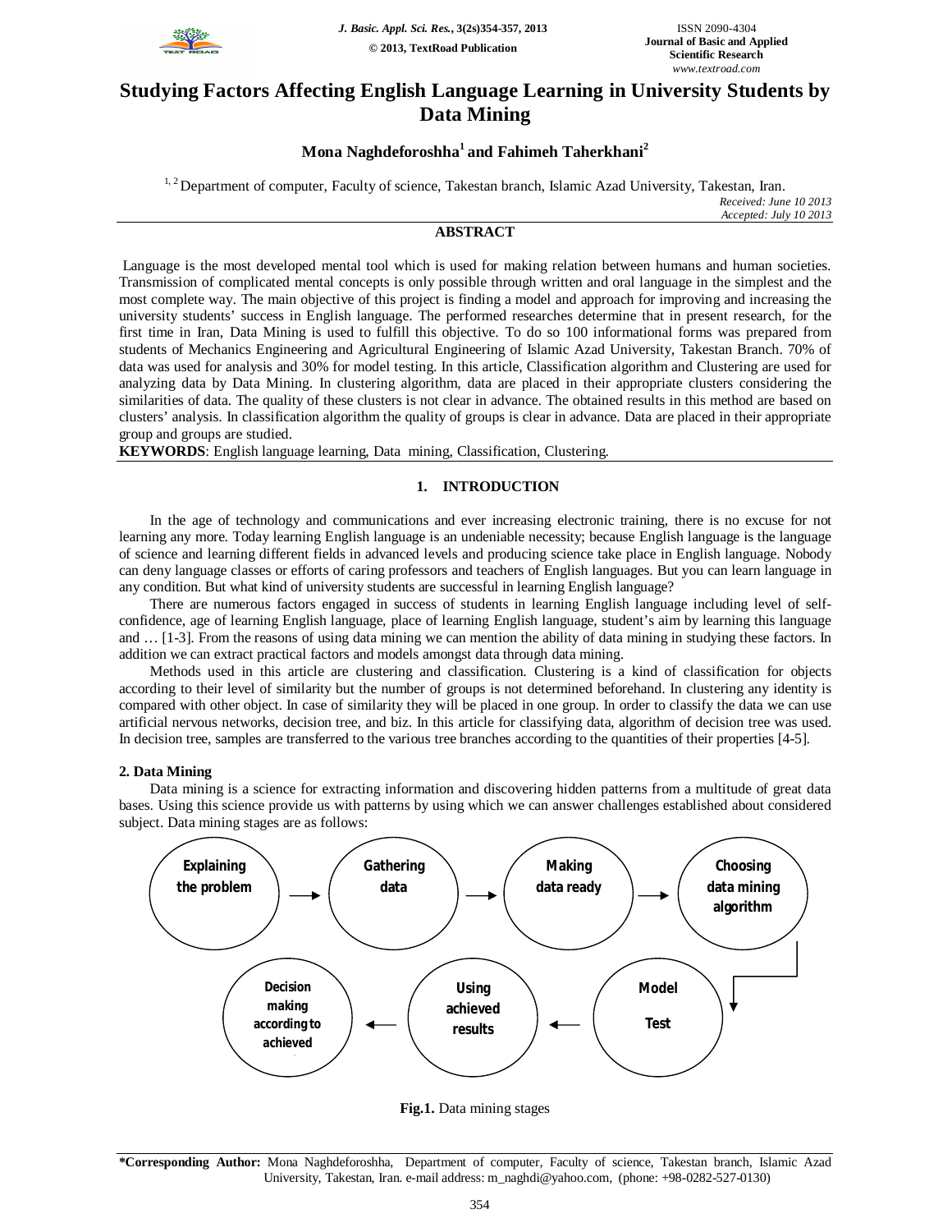# Studying Factors Affecting English Language Learning in University Students by Data Mining

**Mona Naghdeforoshha[1] and Fahimeh Taherkhani[2]**

[1, 2] Department of computer, Faculty of science, Takestan branch, Islamic Azad University, Takestan, Iran.

*Received: June 10 2013*
*Accepted: July 10 2013*

## ABSTRACT

Language is the most developed mental tool which is used for making relation between humans and human societies. Transmission of complicated mental concepts is only possible through written and oral language in the simplest and the most complete way. The main objective of this project is finding a model and approach for improving and increasing the university students' success in English language. The performed researches determine that in present research, for the first time in Iran, Data Mining is used to fulfill this objective. To do so 100 informational forms was prepared from students of Mechanics Engineering and Agricultural Engineering of Islamic Azad University, Takestan Branch. 70% of data was used for analysis and 30% for model testing. In this article, Classification algorithm and Clustering are used for analyzing data by Data Mining. In clustering algorithm, data are placed in their appropriate clusters considering the similarities of data. The quality of these clusters is not clear in advance. The obtained results in this method are based on clusters' analysis. In classification algorithm the quality of groups is clear in advance. Data are placed in their appropriate group and groups are studied.

**KEYWORDS**: English language learning, Data mining, Classification, Clustering.

## 1. INTRODUCTION

In the age of technology and communications and ever increasing electronic training, there is no excuse for not learning any more. Today learning English language is an undeniable necessity; because English language is the language of science and learning different fields in advanced levels and producing science take place in English language. Nobody can deny language classes or efforts of caring professors and teachers of English languages. But you can learn language in any condition. But what kind of university students are successful in learning English language?

There are numerous factors engaged in success of students in learning English language including level of self-confidence, age of learning English language, place of learning English language, student's aim by learning this language and … [1-3]. From the reasons of using data mining we can mention the ability of data mining in studying these factors. In addition we can extract practical factors and models amongst data through data mining.

Methods used in this article are clustering and classification. Clustering is a kind of classification for objects according to their level of similarity but the number of groups is not determined beforehand. In clustering any identity is compared with other object. In case of similarity they will be placed in one group. In order to classify the data we can use artificial nervous networks, decision tree, and biz. In this article for classifying data, algorithm of decision tree was used. In decision tree, samples are transferred to the various tree branches according to the quantities of their properties [4-5].

### 2. Data Mining

Data mining is a science for extracting information and discovering hidden patterns from a multitude of great data bases. Using this science provide us with patterns by using which we can answer challenges established about considered subject. Data mining stages are as follows:

Explaining the problem → Gathering data → Making data ready → Choosing data mining algorithm → Model Test → Using achieved results → Decision making according to achieved

**Fig.1.** Data mining stages

**\*Corresponding Author:** Mona Naghdeforoshha, Department of computer, Faculty of science, Takestan branch, Islamic Azad University, Takestan, Iran. e-mail address: m_naghdi@yahoo.com, (phone: +98-0282-527-0130)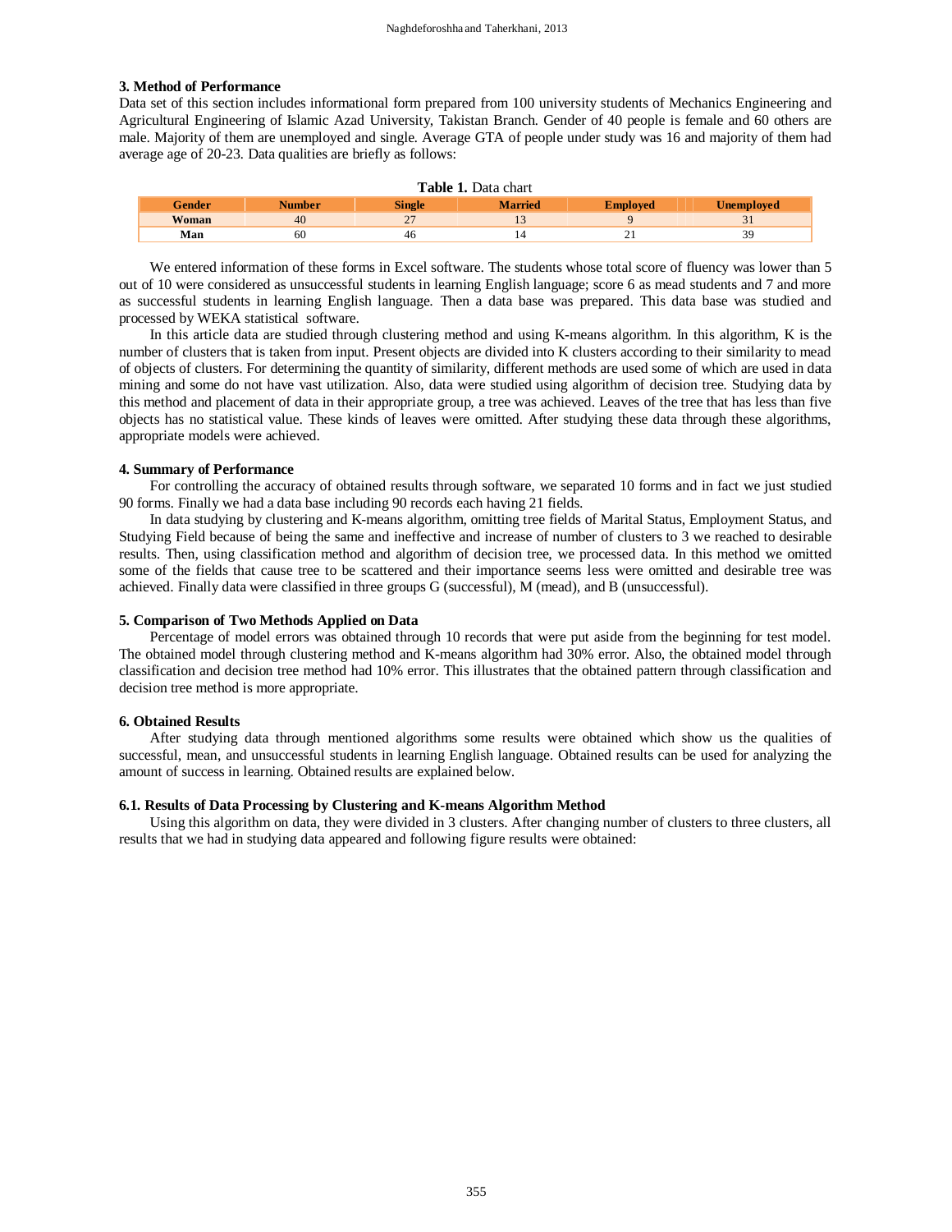### 3. Method of Performance

Data set of this section includes informational form prepared from 100 university students of Mechanics Engineering and Agricultural Engineering of Islamic Azad University, Takistan Branch. Gender of 40 people is female and 60 others are male. Majority of them are unemployed and single. Average GTA of people under study was 16 and majority of them had average age of 20-23. Data qualities are briefly as follows:

**Table 1.** Data chart

| Gender | Number | Single | Married | Employed | Unemployed |
|---|---|---|---|---|---|
| Woman | 40 | 27 | 13 | 9 | 31 |
| Man | 60 | 46 | 14 | 21 | 39 |

We entered information of these forms in Excel software. The students whose total score of fluency was lower than 5 out of 10 were considered as unsuccessful students in learning English language; score 6 as mead students and 7 and more as successful students in learning English language. Then a data base was prepared. This data base was studied and processed by WEKA statistical software.

In this article data are studied through clustering method and using K-means algorithm. In this algorithm, K is the number of clusters that is taken from input. Present objects are divided into K clusters according to their similarity to mead of objects of clusters. For determining the quantity of similarity, different methods are used some of which are used in data mining and some do not have vast utilization. Also, data were studied using algorithm of decision tree. Studying data by this method and placement of data in their appropriate group, a tree was achieved. Leaves of the tree that has less than five objects has no statistical value. These kinds of leaves were omitted. After studying these data through these algorithms, appropriate models were achieved.

### 4. Summary of Performance

For controlling the accuracy of obtained results through software, we separated 10 forms and in fact we just studied 90 forms. Finally we had a data base including 90 records each having 21 fields.

In data studying by clustering and K-means algorithm, omitting tree fields of Marital Status, Employment Status, and Studying Field because of being the same and ineffective and increase of number of clusters to 3 we reached to desirable results. Then, using classification method and algorithm of decision tree, we processed data. In this method we omitted some of the fields that cause tree to be scattered and their importance seems less were omitted and desirable tree was achieved. Finally data were classified in three groups G (successful), M (mead), and B (unsuccessful).

### 5. Comparison of Two Methods Applied on Data

Percentage of model errors was obtained through 10 records that were put aside from the beginning for test model. The obtained model through clustering method and K-means algorithm had 30% error. Also, the obtained model through classification and decision tree method had 10% error. This illustrates that the obtained pattern through classification and decision tree method is more appropriate.

### 6. Obtained Results

After studying data through mentioned algorithms some results were obtained which show us the qualities of successful, mean, and unsuccessful students in learning English language. Obtained results can be used for analyzing the amount of success in learning. Obtained results are explained below.

#### 6.1. Results of Data Processing by Clustering and K-means Algorithm Method

Using this algorithm on data, they were divided in 3 clusters. After changing number of clusters to three clusters, all results that we had in studying data appeared and following figure results were obtained: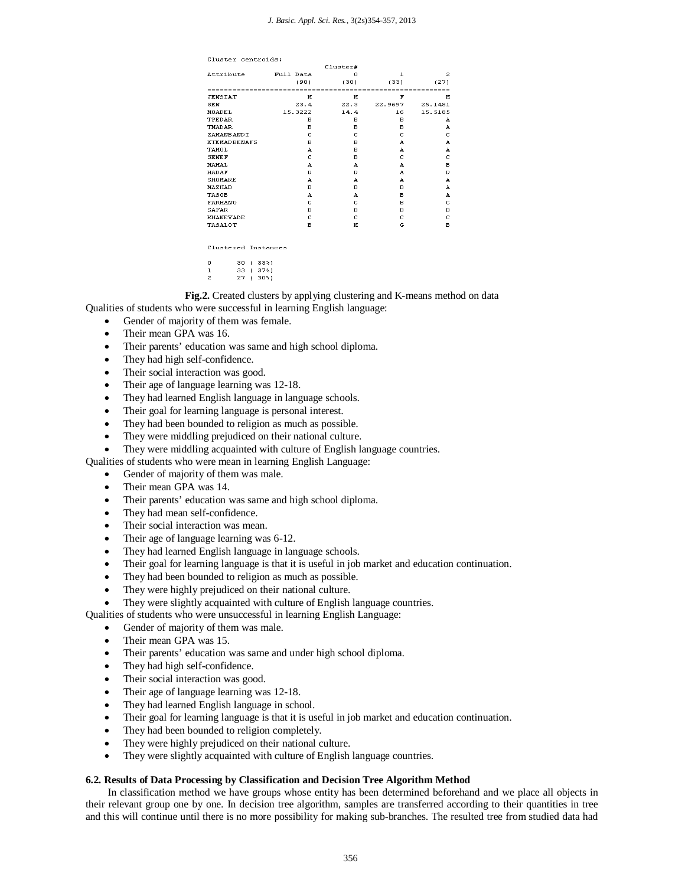Cluster centroids:

| Attribute | Full Data | Cluster# 0 | 1 | 2 |
|---|---|---|---|---|
| | (90) | (30) | (33) | (27) |
| JENSIAT | M | M | F | M |
| SEN | 23.4 | 22.3 | 22.9697 | 25.1481 |
| MOADEL | 15.3222 | 14.4 | 16 | 15.5185 |
| TPEDAR | B | B | B | A |
| TMADAR | B | B | B | A |
| ZAMANBANDI | C | C | C | C |
| ETEMADBENAFS | B | B | A | A |
| TAMOL | A | B | A | A |
| SENEF | C | B | C | C |
| MAHAL | A | A | A | B |
| HADAF | D | D | A | D |
| SHOMARE | A | A | A | A |
| MAZHAB | B | B | B | A |
| TASOB | A | A | B | A |
| FARHANG | C | C | B | C |
| SAFAR | B | B | B | B |
| KHANEVADE | C | C | C | C |
| TASALOT | B | M | G | B |

Clustered Instances

```
0      30 ( 33%)
1      33 ( 37%)
2      27 ( 30%)
```

**Fig.2.** Created clusters by applying clustering and K-means method on data

Qualities of students who were successful in learning English language:

- Gender of majority of them was female.
- Their mean GPA was 16.
- Their parents' education was same and high school diploma.
- They had high self-confidence.
- Their social interaction was good.
- Their age of language learning was 12-18.
- They had learned English language in language schools.
- Their goal for learning language is personal interest.
- They had been bounded to religion as much as possible.
- They were middling prejudiced on their national culture.
- They were middling acquainted with culture of English language countries.

Qualities of students who were mean in learning English Language:

- Gender of majority of them was male.
- Their mean GPA was 14.
- Their parents' education was same and high school diploma.
- They had mean self-confidence.
- Their social interaction was mean.
- Their age of language learning was 6-12.
- They had learned English language in language schools.
- Their goal for learning language is that it is useful in job market and education continuation.
- They had been bounded to religion as much as possible.
- They were highly prejudiced on their national culture.
- They were slightly acquainted with culture of English language countries.

Qualities of students who were unsuccessful in learning English Language:

- Gender of majority of them was male.
- Their mean GPA was 15.
- Their parents' education was same and under high school diploma.
- They had high self-confidence.
- Their social interaction was good.
- Their age of language learning was 12-18.
- They had learned English language in school.
- Their goal for learning language is that it is useful in job market and education continuation.
- They had been bounded to religion completely.
- They were highly prejudiced on their national culture.
- They were slightly acquainted with culture of English language countries.

### 6.2. Results of Data Processing by Classification and Decision Tree Algorithm Method

In classification method we have groups whose entity has been determined beforehand and we place all objects in their relevant group one by one. In decision tree algorithm, samples are transferred according to their quantities in tree and this will continue until there is no more possibility for making sub-branches. The resulted tree from studied data had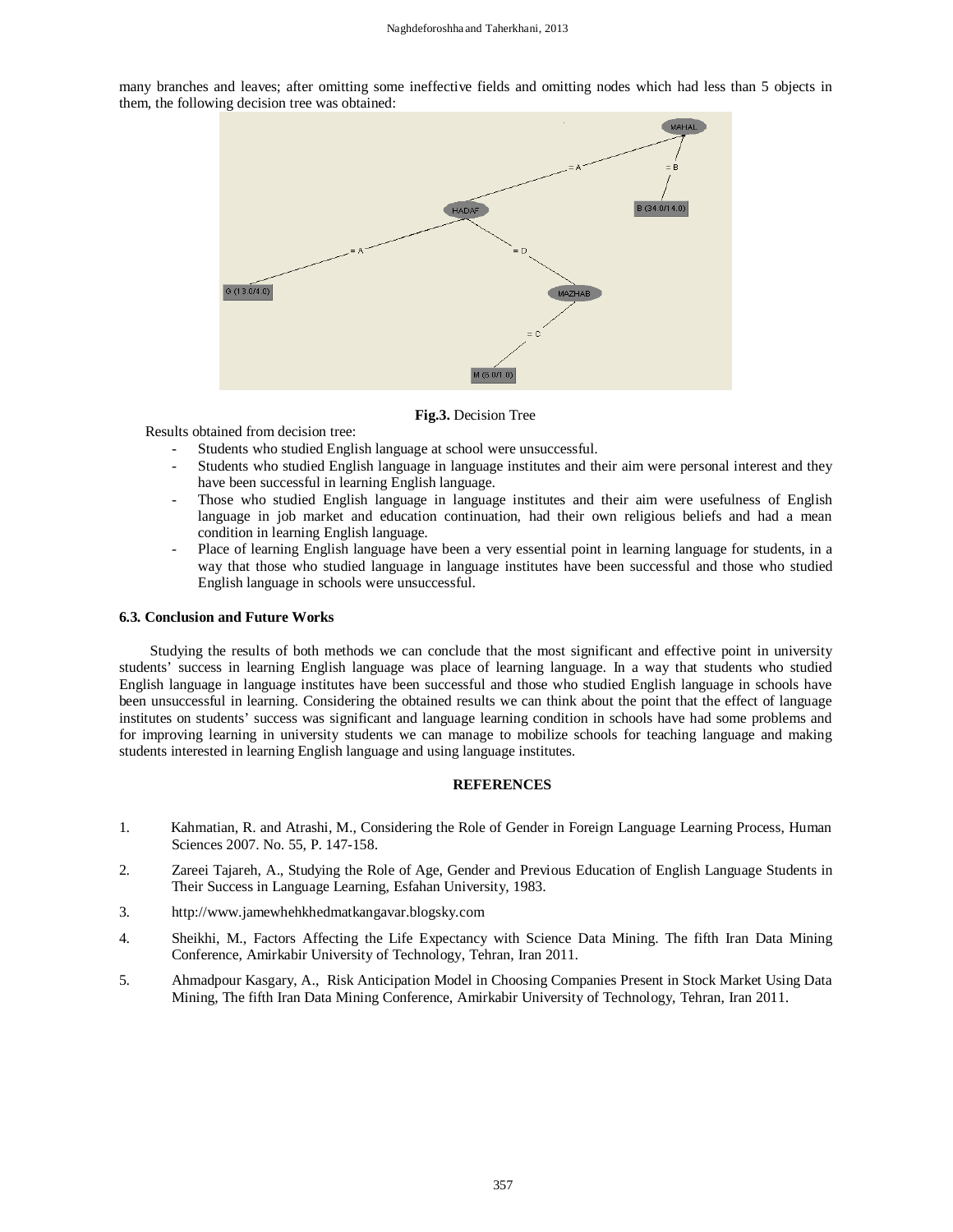many branches and leaves; after omitting some ineffective fields and omitting nodes which had less than 5 objects in them, the following decision tree was obtained:

MAHAL
= A
= B
B (34.0/14.0)
HADAF
= A
= D
G (13.0/4.0)
MAZHAB
= C
M (5.0/1.0)

**Fig.3.** Decision Tree

Results obtained from decision tree:

- Students who studied English language at school were unsuccessful.
- Students who studied English language in language institutes and their aim were personal interest and they have been successful in learning English language.
- Those who studied English language in language institutes and their aim were usefulness of English language in job market and education continuation, had their own religious beliefs and had a mean condition in learning English language.
- Place of learning English language have been a very essential point in learning language for students, in a way that those who studied language in language institutes have been successful and those who studied English language in schools were unsuccessful.

### 6.3. Conclusion and Future Works

Studying the results of both methods we can conclude that the most significant and effective point in university students' success in learning English language was place of learning language. In a way that students who studied English language in language institutes have been successful and those who studied English language in schools have been unsuccessful in learning. Considering the obtained results we can think about the point that the effect of language institutes on students' success was significant and language learning condition in schools have had some problems and for improving learning in university students we can manage to mobilize schools for teaching language and making students interested in learning English language and using language institutes.

## REFERENCES

1. Kahmatian, R. and Atrashi, M., Considering the Role of Gender in Foreign Language Learning Process, Human Sciences 2007. No. 55, P. 147-158.
2. Zareei Tajareh, A., Studying the Role of Age, Gender and Previous Education of English Language Students in Their Success in Language Learning, Esfahan University, 1983.
3. http://www.jamewhehkhedmatkangavar.blogsky.com
4. Sheikhi, M., Factors Affecting the Life Expectancy with Science Data Mining. The fifth Iran Data Mining Conference, Amirkabir University of Technology, Tehran, Iran 2011.
5. Ahmadpour Kasgary, A., Risk Anticipation Model in Choosing Companies Present in Stock Market Using Data Mining, The fifth Iran Data Mining Conference, Amirkabir University of Technology, Tehran, Iran 2011.